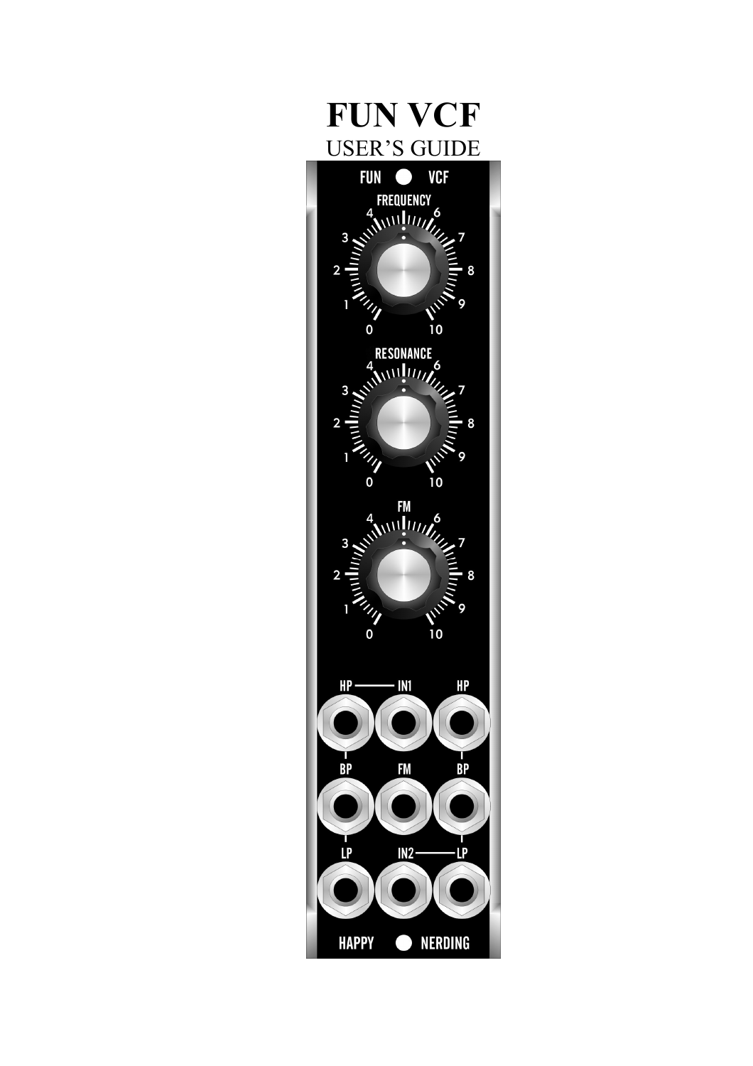# FUN VCF

USER'S GUIDE

FUN VCF

FREQUENCY

RESONANCE

FM

HP — IN1 HP

BP FM BP

LP IN2 — LP

HAPPY NERDING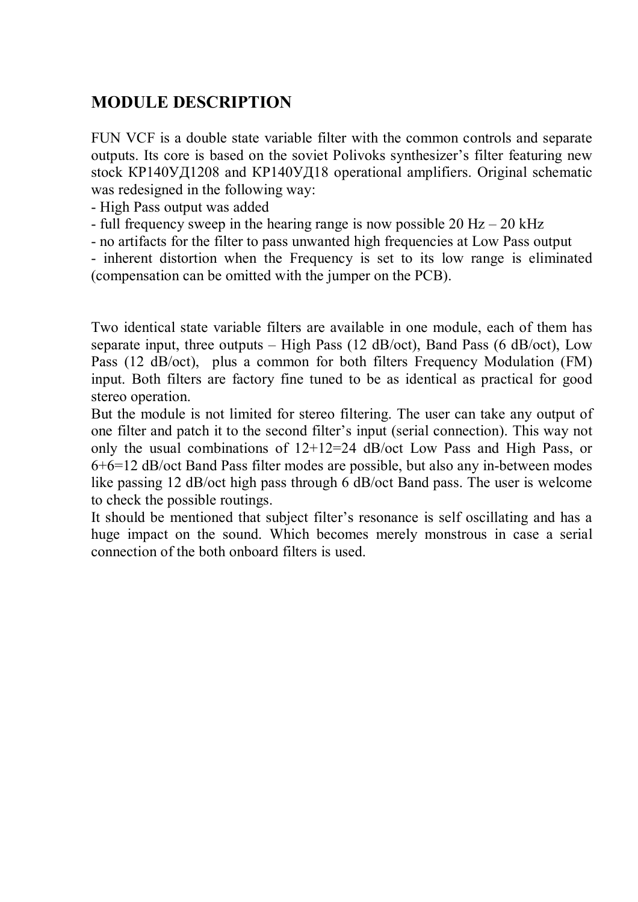## MODULE DESCRIPTION

FUN VCF is a double state variable filter with the common controls and separate outputs. Its core is based on the soviet Polivoks synthesizer's filter featuring new stock КР140УД1208 and КР140УД18 operational amplifiers. Original schematic was redesigned in the following way:

- High Pass output was added
- full frequency sweep in the hearing range is now possible 20 Hz – 20 kHz
- no artifacts for the filter to pass unwanted high frequencies at Low Pass output
- inherent distortion when the Frequency is set to its low range is eliminated (compensation can be omitted with the jumper on the PCB).

Two identical state variable filters are available in one module, each of them has separate input, three outputs – High Pass (12 dB/oct), Band Pass (6 dB/oct), Low Pass (12 dB/oct), plus a common for both filters Frequency Modulation (FM) input. Both filters are factory fine tuned to be as identical as practical for good stereo operation.

But the module is not limited for stereo filtering. The user can take any output of one filter and patch it to the second filter's input (serial connection). This way not only the usual combinations of 12+12=24 dB/oct Low Pass and High Pass, or 6+6=12 dB/oct Band Pass filter modes are possible, but also any in-between modes like passing 12 dB/oct high pass through 6 dB/oct Band pass. The user is welcome to check the possible routings.

It should be mentioned that subject filter's resonance is self oscillating and has a huge impact on the sound. Which becomes merely monstrous in case a serial connection of the both onboard filters is used.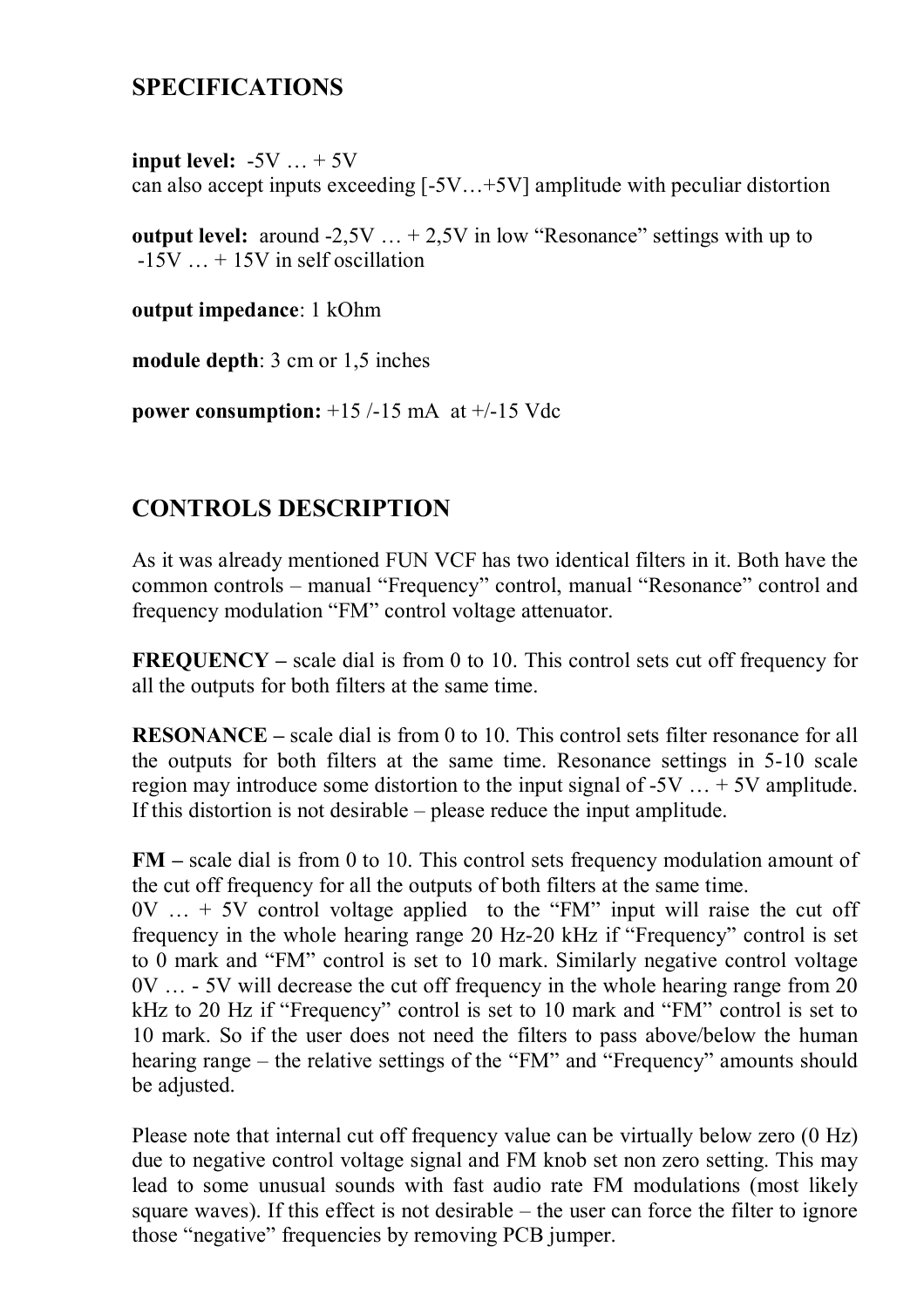## SPECIFICATIONS

**input level:** -5V … + 5V
can also accept inputs exceeding [-5V…+5V] amplitude with peculiar distortion

**output level:** around -2,5V … + 2,5V in low "Resonance" settings with up to -15V … + 15V in self oscillation

**output impedance**: 1 kOhm

**module depth**: 3 cm or 1,5 inches

**power consumption:** +15 /-15 mA at +/-15 Vdc

## CONTROLS DESCRIPTION

As it was already mentioned FUN VCF has two identical filters in it. Both have the common controls – manual "Frequency" control, manual "Resonance" control and frequency modulation "FM" control voltage attenuator.

**FREQUENCY –** scale dial is from 0 to 10. This control sets cut off frequency for all the outputs for both filters at the same time.

**RESONANCE –** scale dial is from 0 to 10. This control sets filter resonance for all the outputs for both filters at the same time. Resonance settings in 5-10 scale region may introduce some distortion to the input signal of -5V … + 5V amplitude. If this distortion is not desirable – please reduce the input amplitude.

**FM –** scale dial is from 0 to 10. This control sets frequency modulation amount of the cut off frequency for all the outputs of both filters at the same time.
0V … + 5V control voltage applied to the "FM" input will raise the cut off frequency in the whole hearing range 20 Hz-20 kHz if "Frequency" control is set to 0 mark and "FM" control is set to 10 mark. Similarly negative control voltage 0V … - 5V will decrease the cut off frequency in the whole hearing range from 20 kHz to 20 Hz if "Frequency" control is set to 10 mark and "FM" control is set to 10 mark. So if the user does not need the filters to pass above/below the human hearing range – the relative settings of the "FM" and "Frequency" amounts should be adjusted.

Please note that internal cut off frequency value can be virtually below zero (0 Hz) due to negative control voltage signal and FM knob set non zero setting. This may lead to some unusual sounds with fast audio rate FM modulations (most likely square waves). If this effect is not desirable – the user can force the filter to ignore those "negative" frequencies by removing PCB jumper.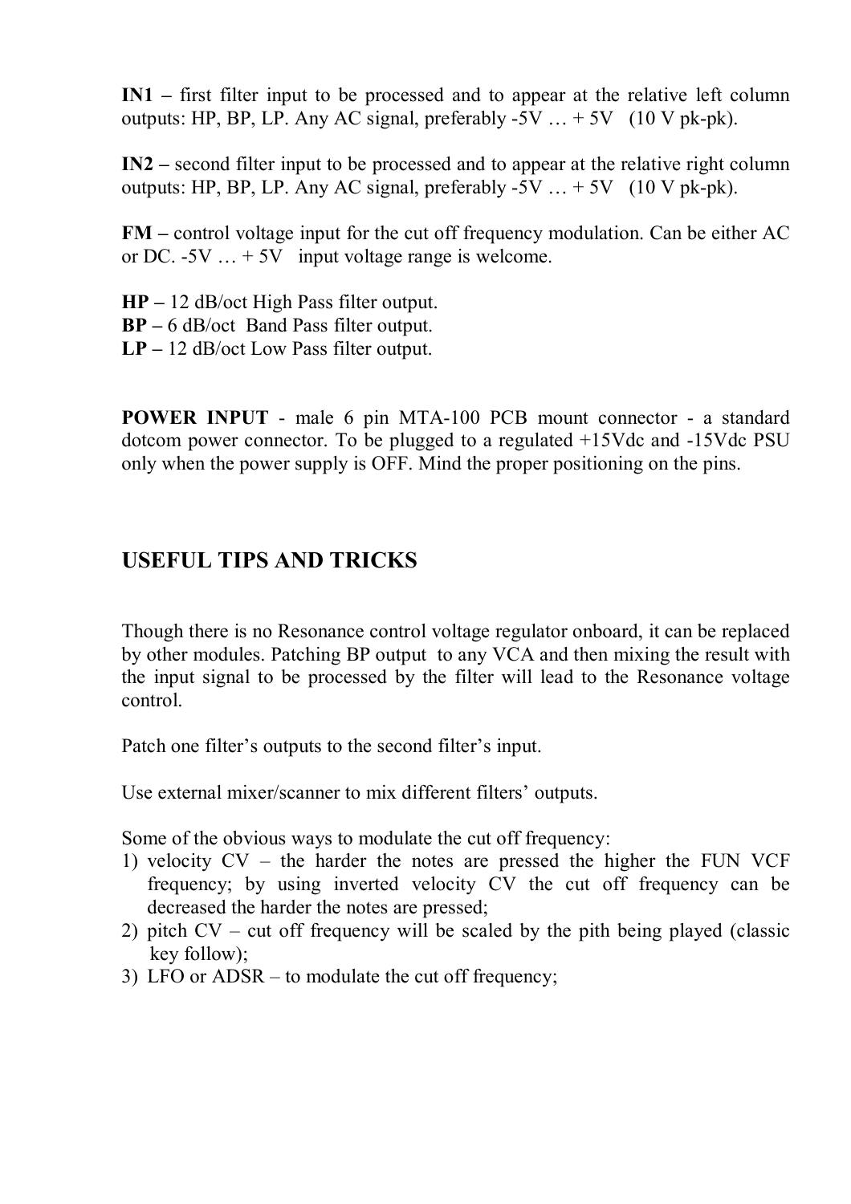**IN1 –** first filter input to be processed and to appear at the relative left column outputs: HP, BP, LP. Any AC signal, preferably -5V … + 5V (10 V pk-pk).

**IN2 –** second filter input to be processed and to appear at the relative right column outputs: HP, BP, LP. Any AC signal, preferably -5V … + 5V (10 V pk-pk).

**FM –** control voltage input for the cut off frequency modulation. Can be either AC or DC. -5V … + 5V input voltage range is welcome.

**HP –** 12 dB/oct High Pass filter output.
**BP –** 6 dB/oct Band Pass filter output.
**LP –** 12 dB/oct Low Pass filter output.

**POWER INPUT** - male 6 pin MTA-100 PCB mount connector - a standard dotcom power connector. To be plugged to a regulated +15Vdc and -15Vdc PSU only when the power supply is OFF. Mind the proper positioning on the pins.

## USEFUL TIPS AND TRICKS

Though there is no Resonance control voltage regulator onboard, it can be replaced by other modules. Patching BP output to any VCA and then mixing the result with the input signal to be processed by the filter will lead to the Resonance voltage control.

Patch one filter's outputs to the second filter's input.

Use external mixer/scanner to mix different filters' outputs.

Some of the obvious ways to modulate the cut off frequency:

1) velocity CV – the harder the notes are pressed the higher the FUN VCF frequency; by using inverted velocity CV the cut off frequency can be decreased the harder the notes are pressed;
2) pitch CV – cut off frequency will be scaled by the pith being played (classic key follow);
3) LFO or ADSR – to modulate the cut off frequency;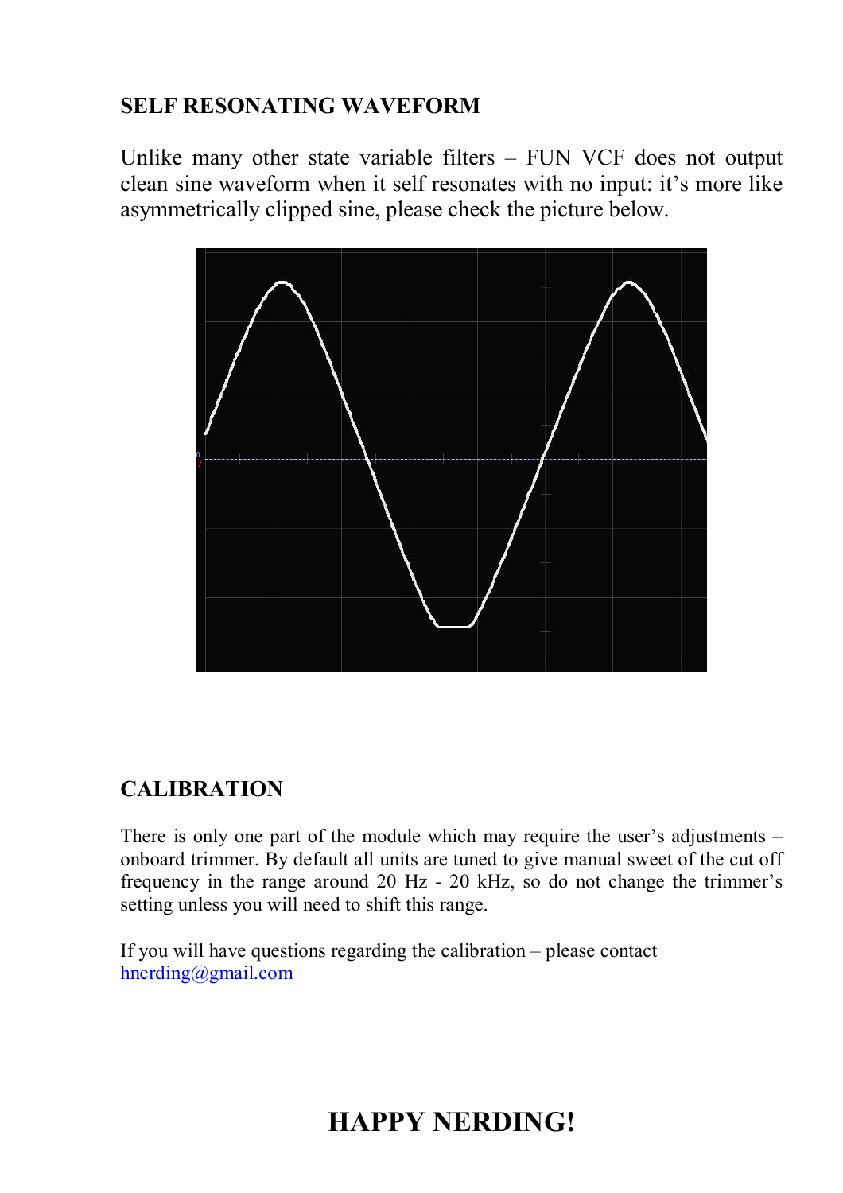## SELF RESONATING WAVEFORM

Unlike many other state variable filters – FUN VCF does not output clean sine waveform when it self resonates with no input: it's more like asymmetrically clipped sine, please check the picture below.

## CALIBRATION

There is only one part of the module which may require the user's adjustments – onboard trimmer. By default all units are tuned to give manual sweet of the cut off frequency in the range around 20 Hz - 20 kHz, so do not change the trimmer's setting unless you will need to shift this range.

If you will have questions regarding the calibration – please contact
hnerding@gmail.com

# HAPPY NERDING!